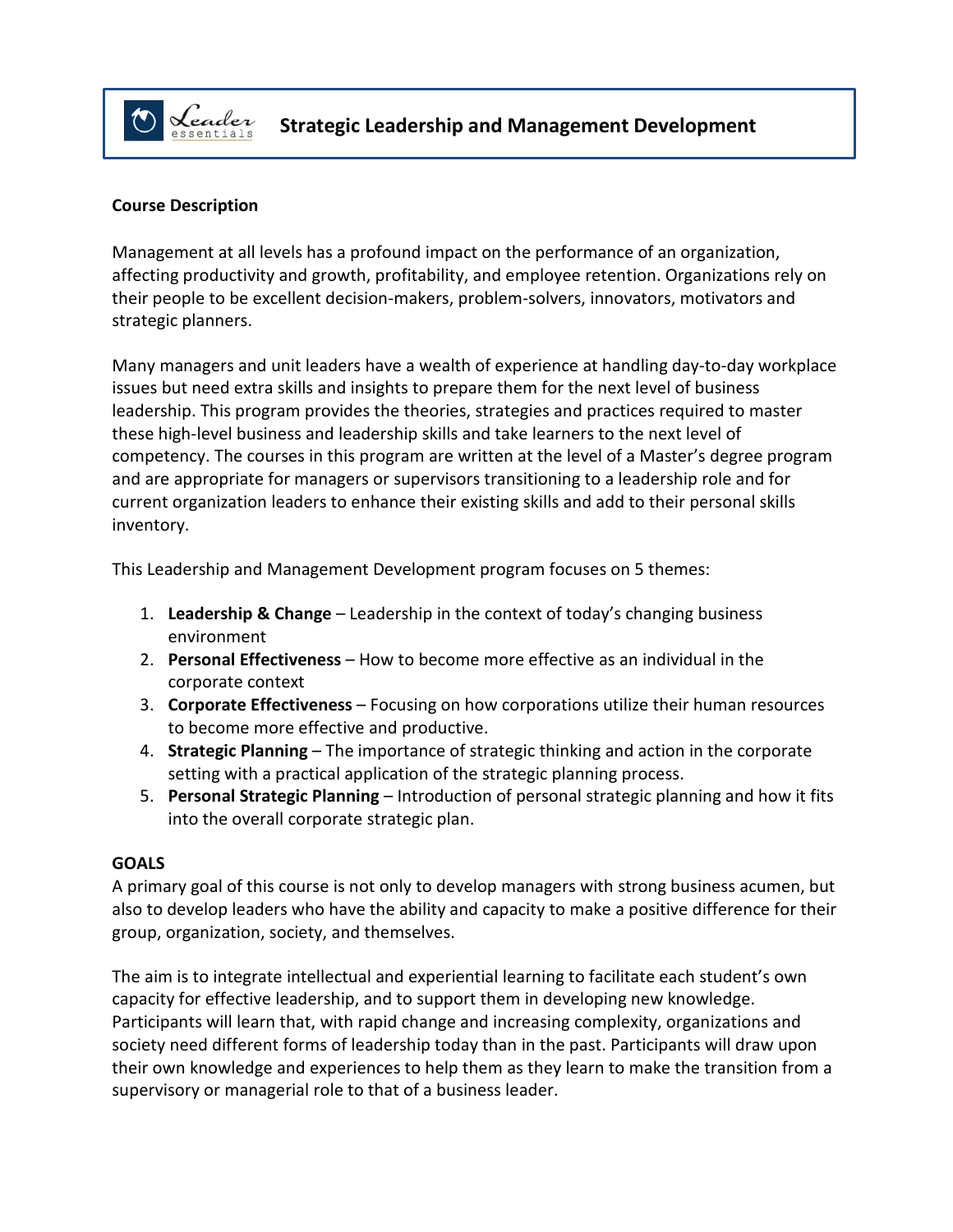# Strategic Leadership and Management Development

## Course Description

Management at all levels has a profound impact on the performance of an organization, affecting productivity and growth, profitability, and employee retention. Organizations rely on their people to be excellent decision-makers, problem-solvers, innovators, motivators and strategic planners.

Many managers and unit leaders have a wealth of experience at handling day-to-day workplace issues but need extra skills and insights to prepare them for the next level of business leadership. This program provides the theories, strategies and practices required to master these high-level business and leadership skills and take learners to the next level of competency. The courses in this program are written at the level of a Master's degree program and are appropriate for managers or supervisors transitioning to a leadership role and for current organization leaders to enhance their existing skills and add to their personal skills inventory.

This Leadership and Management Development program focuses on 5 themes:

1. **Leadership & Change** – Leadership in the context of today's changing business environment
2. **Personal Effectiveness** – How to become more effective as an individual in the corporate context
3. **Corporate Effectiveness** – Focusing on how corporations utilize their human resources to become more effective and productive.
4. **Strategic Planning** – The importance of strategic thinking and action in the corporate setting with a practical application of the strategic planning process.
5. **Personal Strategic Planning** – Introduction of personal strategic planning and how it fits into the overall corporate strategic plan.

## GOALS

A primary goal of this course is not only to develop managers with strong business acumen, but also to develop leaders who have the ability and capacity to make a positive difference for their group, organization, society, and themselves.

The aim is to integrate intellectual and experiential learning to facilitate each student's own capacity for effective leadership, and to support them in developing new knowledge. Participants will learn that, with rapid change and increasing complexity, organizations and society need different forms of leadership today than in the past. Participants will draw upon their own knowledge and experiences to help them as they learn to make the transition from a supervisory or managerial role to that of a business leader.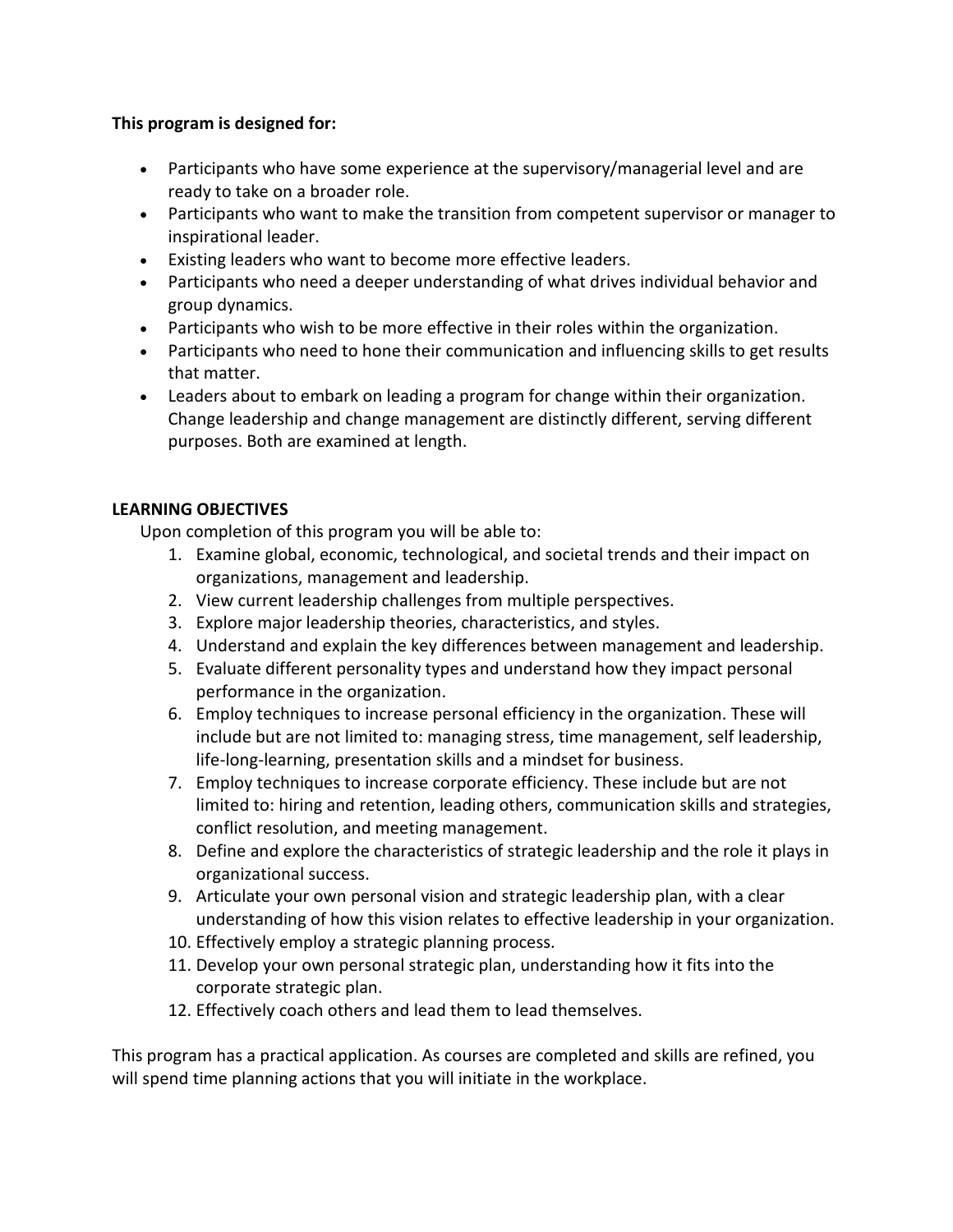**This program is designed for:**

- Participants who have some experience at the supervisory/managerial level and are ready to take on a broader role.
- Participants who want to make the transition from competent supervisor or manager to inspirational leader.
- Existing leaders who want to become more effective leaders.
- Participants who need a deeper understanding of what drives individual behavior and group dynamics.
- Participants who wish to be more effective in their roles within the organization.
- Participants who need to hone their communication and influencing skills to get results that matter.
- Leaders about to embark on leading a program for change within their organization. Change leadership and change management are distinctly different, serving different purposes. Both are examined at length.

**LEARNING OBJECTIVES**

Upon completion of this program you will be able to:

1. Examine global, economic, technological, and societal trends and their impact on organizations, management and leadership.
2. View current leadership challenges from multiple perspectives.
3. Explore major leadership theories, characteristics, and styles.
4. Understand and explain the key differences between management and leadership.
5. Evaluate different personality types and understand how they impact personal performance in the organization.
6. Employ techniques to increase personal efficiency in the organization. These will include but are not limited to: managing stress, time management, self leadership, life-long-learning, presentation skills and a mindset for business.
7. Employ techniques to increase corporate efficiency. These include but are not limited to: hiring and retention, leading others, communication skills and strategies, conflict resolution, and meeting management.
8. Define and explore the characteristics of strategic leadership and the role it plays in organizational success.
9. Articulate your own personal vision and strategic leadership plan, with a clear understanding of how this vision relates to effective leadership in your organization.
10. Effectively employ a strategic planning process.
11. Develop your own personal strategic plan, understanding how it fits into the corporate strategic plan.
12. Effectively coach others and lead them to lead themselves.

This program has a practical application. As courses are completed and skills are refined, you will spend time planning actions that you will initiate in the workplace.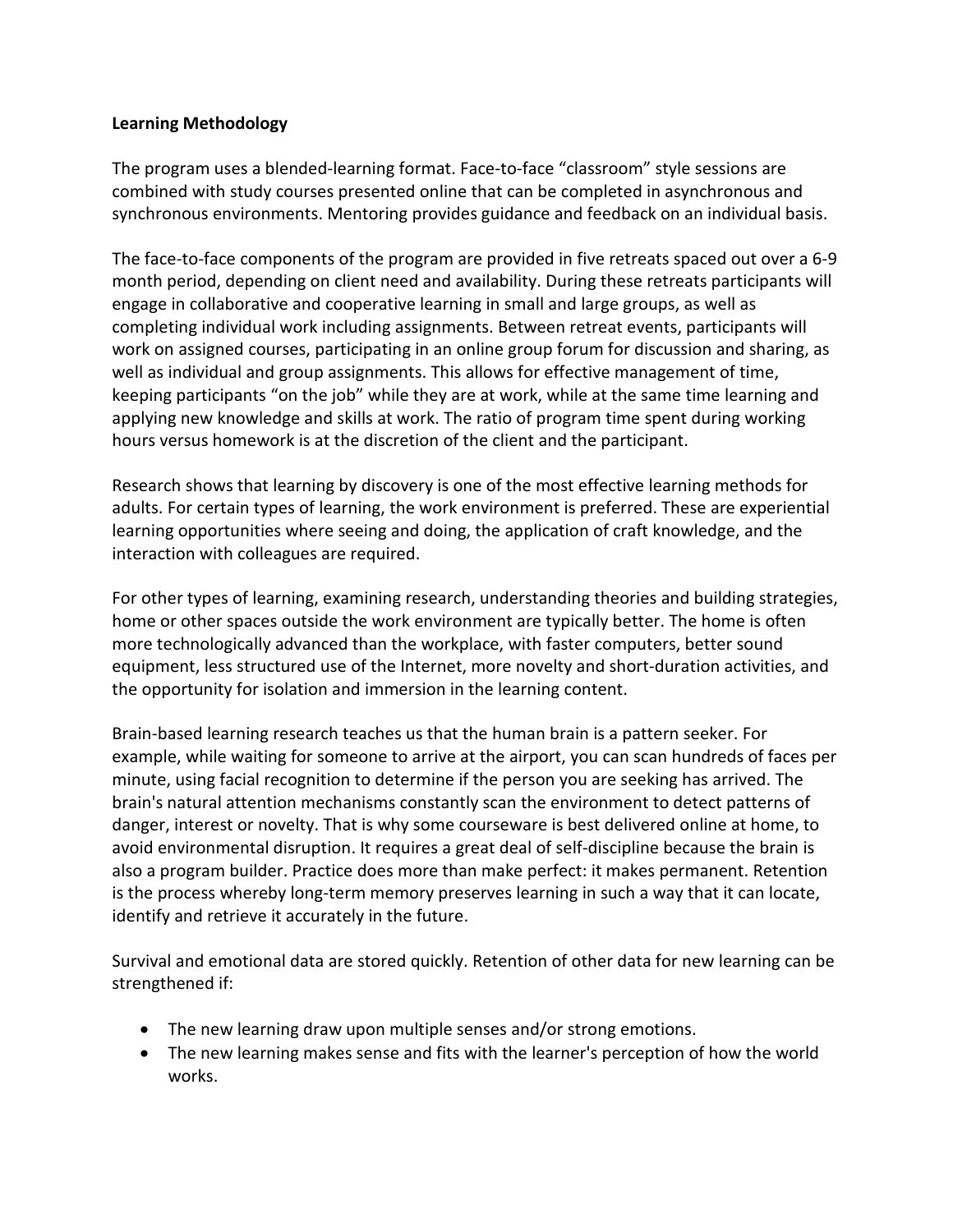**Learning Methodology**

The program uses a blended-learning format. Face-to-face "classroom" style sessions are combined with study courses presented online that can be completed in asynchronous and synchronous environments. Mentoring provides guidance and feedback on an individual basis.

The face-to-face components of the program are provided in five retreats spaced out over a 6-9 month period, depending on client need and availability. During these retreats participants will engage in collaborative and cooperative learning in small and large groups, as well as completing individual work including assignments. Between retreat events, participants will work on assigned courses, participating in an online group forum for discussion and sharing, as well as individual and group assignments. This allows for effective management of time, keeping participants "on the job" while they are at work, while at the same time learning and applying new knowledge and skills at work. The ratio of program time spent during working hours versus homework is at the discretion of the client and the participant.

Research shows that learning by discovery is one of the most effective learning methods for adults. For certain types of learning, the work environment is preferred. These are experiential learning opportunities where seeing and doing, the application of craft knowledge, and the interaction with colleagues are required.

For other types of learning, examining research, understanding theories and building strategies, home or other spaces outside the work environment are typically better. The home is often more technologically advanced than the workplace, with faster computers, better sound equipment, less structured use of the Internet, more novelty and short-duration activities, and the opportunity for isolation and immersion in the learning content.

Brain-based learning research teaches us that the human brain is a pattern seeker. For example, while waiting for someone to arrive at the airport, you can scan hundreds of faces per minute, using facial recognition to determine if the person you are seeking has arrived. The brain's natural attention mechanisms constantly scan the environment to detect patterns of danger, interest or novelty. That is why some courseware is best delivered online at home, to avoid environmental disruption. It requires a great deal of self-discipline because the brain is also a program builder. Practice does more than make perfect: it makes permanent. Retention is the process whereby long-term memory preserves learning in such a way that it can locate, identify and retrieve it accurately in the future.

Survival and emotional data are stored quickly. Retention of other data for new learning can be strengthened if:

- The new learning draw upon multiple senses and/or strong emotions.
- The new learning makes sense and fits with the learner's perception of how the world works.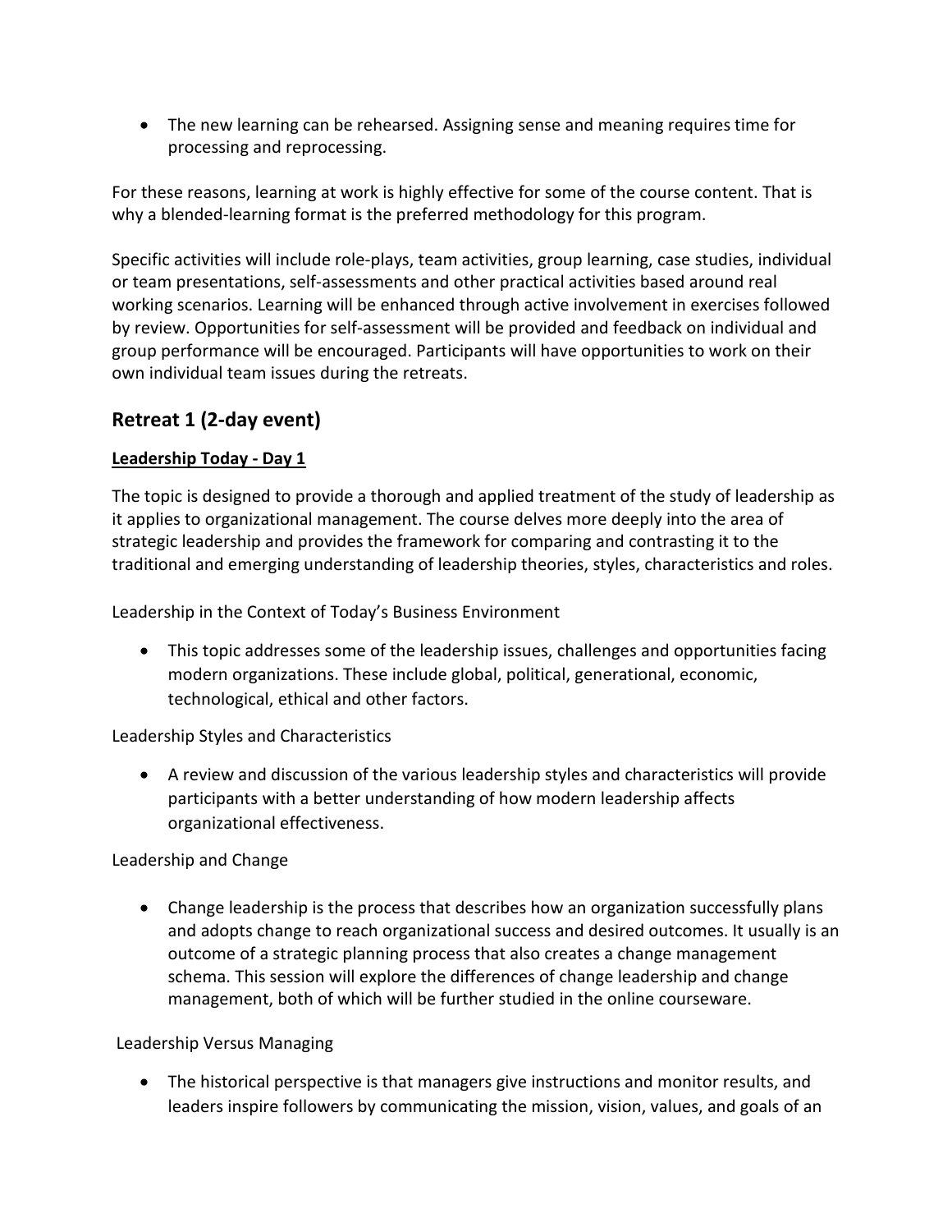- The new learning can be rehearsed. Assigning sense and meaning requires time for processing and reprocessing.

For these reasons, learning at work is highly effective for some of the course content. That is why a blended-learning format is the preferred methodology for this program.

Specific activities will include role-plays, team activities, group learning, case studies, individual or team presentations, self-assessments and other practical activities based around real working scenarios. Learning will be enhanced through active involvement in exercises followed by review. Opportunities for self-assessment will be provided and feedback on individual and group performance will be encouraged. Participants will have opportunities to work on their own individual team issues during the retreats.

## Retreat 1 (2-day event)

### Leadership Today - Day 1

The topic is designed to provide a thorough and applied treatment of the study of leadership as it applies to organizational management. The course delves more deeply into the area of strategic leadership and provides the framework for comparing and contrasting it to the traditional and emerging understanding of leadership theories, styles, characteristics and roles.

Leadership in the Context of Today's Business Environment

- This topic addresses some of the leadership issues, challenges and opportunities facing modern organizations. These include global, political, generational, economic, technological, ethical and other factors.

Leadership Styles and Characteristics

- A review and discussion of the various leadership styles and characteristics will provide participants with a better understanding of how modern leadership affects organizational effectiveness.

Leadership and Change

- Change leadership is the process that describes how an organization successfully plans and adopts change to reach organizational success and desired outcomes. It usually is an outcome of a strategic planning process that also creates a change management schema. This session will explore the differences of change leadership and change management, both of which will be further studied in the online courseware.

Leadership Versus Managing

- The historical perspective is that managers give instructions and monitor results, and leaders inspire followers by communicating the mission, vision, values, and goals of an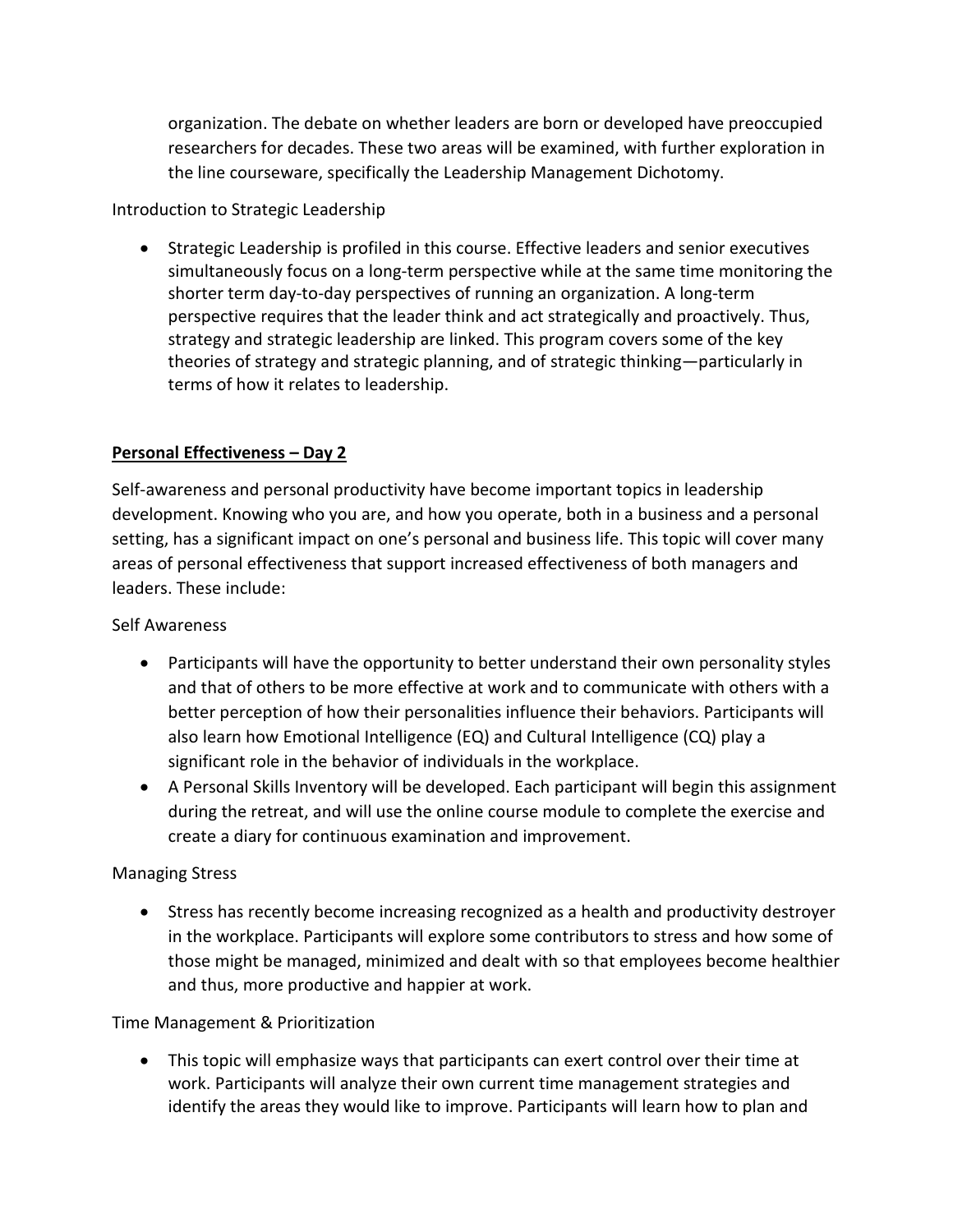organization. The debate on whether leaders are born or developed have preoccupied researchers for decades. These two areas will be examined, with further exploration in the line courseware, specifically the Leadership Management Dichotomy.

Introduction to Strategic Leadership

- Strategic Leadership is profiled in this course. Effective leaders and senior executives simultaneously focus on a long-term perspective while at the same time monitoring the shorter term day-to-day perspectives of running an organization. A long-term perspective requires that the leader think and act strategically and proactively. Thus, strategy and strategic leadership are linked. This program covers some of the key theories of strategy and strategic planning, and of strategic thinking—particularly in terms of how it relates to leadership.

**<u>Personal Effectiveness – Day 2</u>**

Self-awareness and personal productivity have become important topics in leadership development. Knowing who you are, and how you operate, both in a business and a personal setting, has a significant impact on one's personal and business life. This topic will cover many areas of personal effectiveness that support increased effectiveness of both managers and leaders. These include:

Self Awareness

- Participants will have the opportunity to better understand their own personality styles and that of others to be more effective at work and to communicate with others with a better perception of how their personalities influence their behaviors. Participants will also learn how Emotional Intelligence (EQ) and Cultural Intelligence (CQ) play a significant role in the behavior of individuals in the workplace.
- A Personal Skills Inventory will be developed. Each participant will begin this assignment during the retreat, and will use the online course module to complete the exercise and create a diary for continuous examination and improvement.

Managing Stress

- Stress has recently become increasing recognized as a health and productivity destroyer in the workplace. Participants will explore some contributors to stress and how some of those might be managed, minimized and dealt with so that employees become healthier and thus, more productive and happier at work.

Time Management & Prioritization

- This topic will emphasize ways that participants can exert control over their time at work. Participants will analyze their own current time management strategies and identify the areas they would like to improve. Participants will learn how to plan and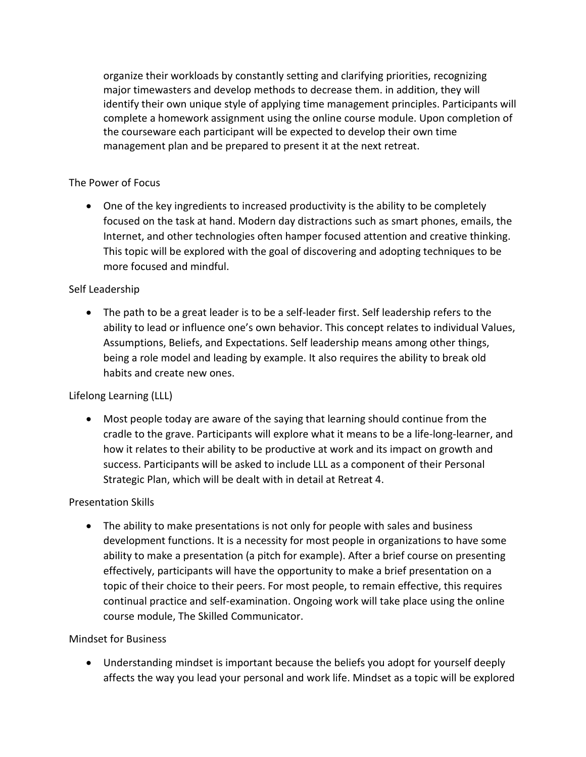organize their workloads by constantly setting and clarifying priorities, recognizing major timewasters and develop methods to decrease them. in addition, they will identify their own unique style of applying time management principles. Participants will complete a homework assignment using the online course module. Upon completion of the courseware each participant will be expected to develop their own time management plan and be prepared to present it at the next retreat.

The Power of Focus

- One of the key ingredients to increased productivity is the ability to be completely focused on the task at hand. Modern day distractions such as smart phones, emails, the Internet, and other technologies often hamper focused attention and creative thinking. This topic will be explored with the goal of discovering and adopting techniques to be more focused and mindful.

Self Leadership

- The path to be a great leader is to be a self-leader first. Self leadership refers to the ability to lead or influence one's own behavior. This concept relates to individual Values, Assumptions, Beliefs, and Expectations. Self leadership means among other things, being a role model and leading by example. It also requires the ability to break old habits and create new ones.

Lifelong Learning (LLL)

- Most people today are aware of the saying that learning should continue from the cradle to the grave. Participants will explore what it means to be a life-long-learner, and how it relates to their ability to be productive at work and its impact on growth and success. Participants will be asked to include LLL as a component of their Personal Strategic Plan, which will be dealt with in detail at Retreat 4.

Presentation Skills

- The ability to make presentations is not only for people with sales and business development functions. It is a necessity for most people in organizations to have some ability to make a presentation (a pitch for example). After a brief course on presenting effectively, participants will have the opportunity to make a brief presentation on a topic of their choice to their peers. For most people, to remain effective, this requires continual practice and self-examination. Ongoing work will take place using the online course module, The Skilled Communicator.

Mindset for Business

- Understanding mindset is important because the beliefs you adopt for yourself deeply affects the way you lead your personal and work life. Mindset as a topic will be explored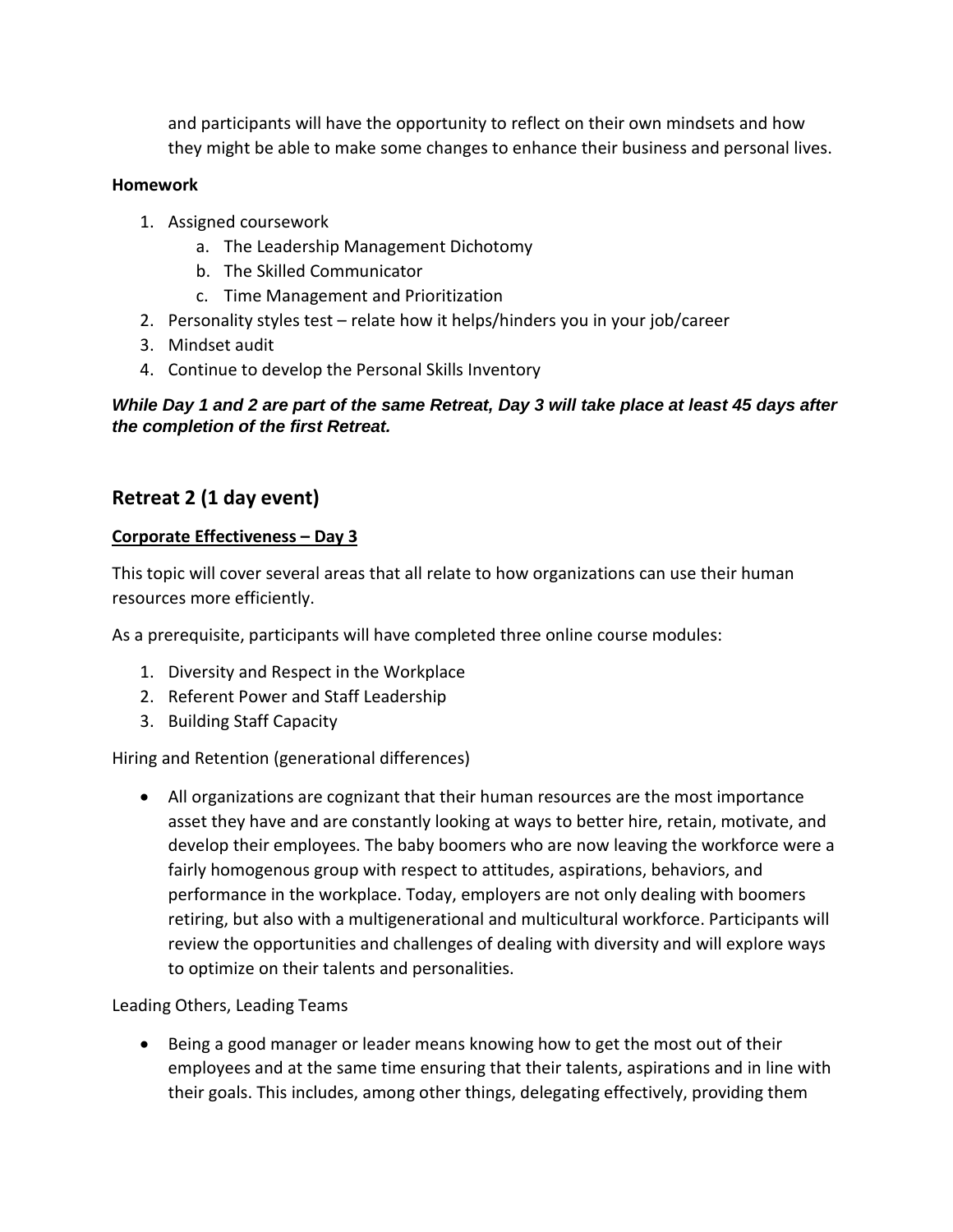and participants will have the opportunity to reflect on their own mindsets and how they might be able to make some changes to enhance their business and personal lives.

**Homework**

1. Assigned coursework
    a. The Leadership Management Dichotomy
    b. The Skilled Communicator
    c. Time Management and Prioritization
2. Personality styles test – relate how it helps/hinders you in your job/career
3. Mindset audit
4. Continue to develop the Personal Skills Inventory

***While Day 1 and 2 are part of the same Retreat, Day 3 will take place at least 45 days after the completion of the first Retreat.***

## Retreat 2 (1 day event)

**Corporate Effectiveness – Day 3**

This topic will cover several areas that all relate to how organizations can use their human resources more efficiently.

As a prerequisite, participants will have completed three online course modules:

1. Diversity and Respect in the Workplace
2. Referent Power and Staff Leadership
3. Building Staff Capacity

Hiring and Retention (generational differences)

- All organizations are cognizant that their human resources are the most importance asset they have and are constantly looking at ways to better hire, retain, motivate, and develop their employees. The baby boomers who are now leaving the workforce were a fairly homogenous group with respect to attitudes, aspirations, behaviors, and performance in the workplace. Today, employers are not only dealing with boomers retiring, but also with a multigenerational and multicultural workforce. Participants will review the opportunities and challenges of dealing with diversity and will explore ways to optimize on their talents and personalities.

Leading Others, Leading Teams

- Being a good manager or leader means knowing how to get the most out of their employees and at the same time ensuring that their talents, aspirations and in line with their goals. This includes, among other things, delegating effectively, providing them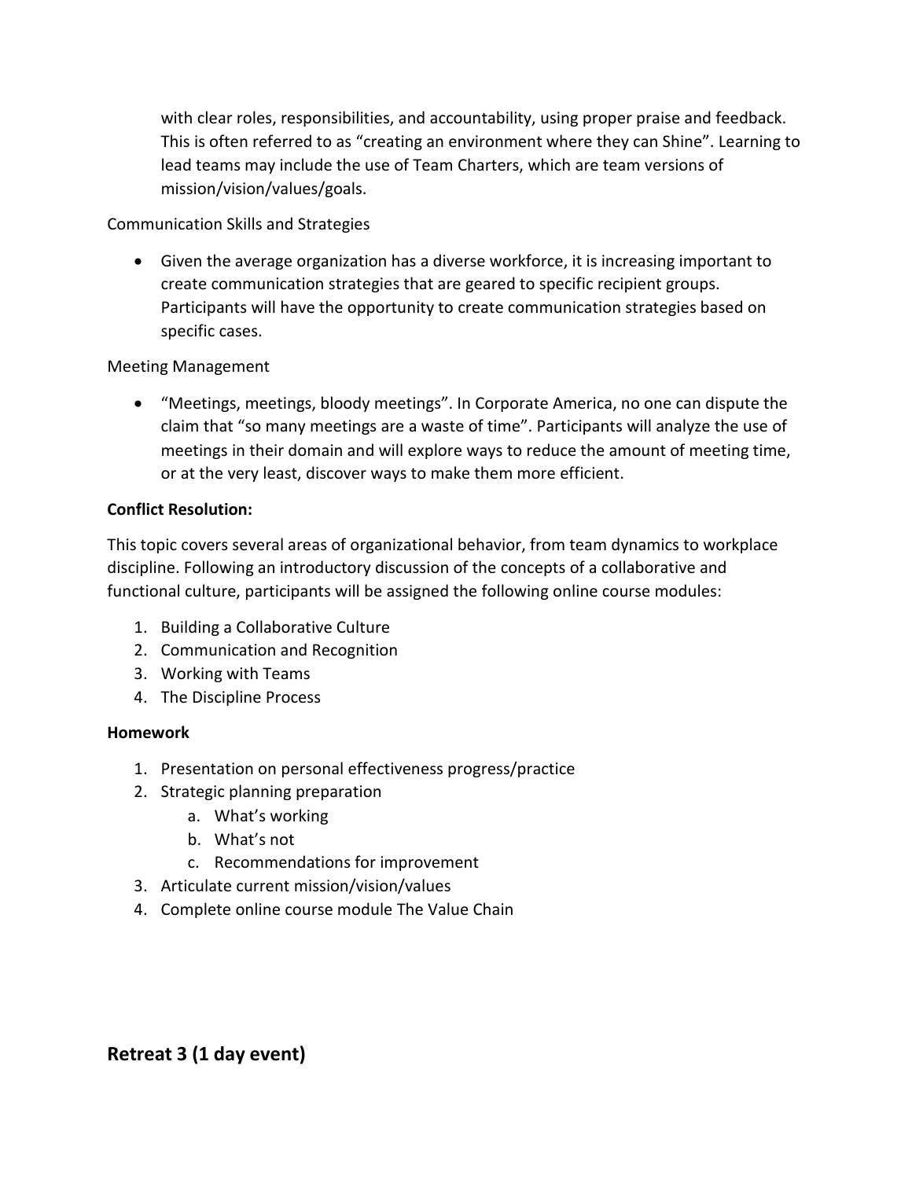with clear roles, responsibilities, and accountability, using proper praise and feedback. This is often referred to as "creating an environment where they can Shine". Learning to lead teams may include the use of Team Charters, which are team versions of mission/vision/values/goals.

Communication Skills and Strategies

- Given the average organization has a diverse workforce, it is increasing important to create communication strategies that are geared to specific recipient groups. Participants will have the opportunity to create communication strategies based on specific cases.

Meeting Management

- "Meetings, meetings, bloody meetings". In Corporate America, no one can dispute the claim that "so many meetings are a waste of time". Participants will analyze the use of meetings in their domain and will explore ways to reduce the amount of meeting time, or at the very least, discover ways to make them more efficient.

**Conflict Resolution:**

This topic covers several areas of organizational behavior, from team dynamics to workplace discipline. Following an introductory discussion of the concepts of a collaborative and functional culture, participants will be assigned the following online course modules:

1. Building a Collaborative Culture
2. Communication and Recognition
3. Working with Teams
4. The Discipline Process

**Homework**

1. Presentation on personal effectiveness progress/practice
2. Strategic planning preparation
    a. What's working
    b. What's not
    c. Recommendations for improvement
3. Articulate current mission/vision/values
4. Complete online course module The Value Chain

## Retreat 3 (1 day event)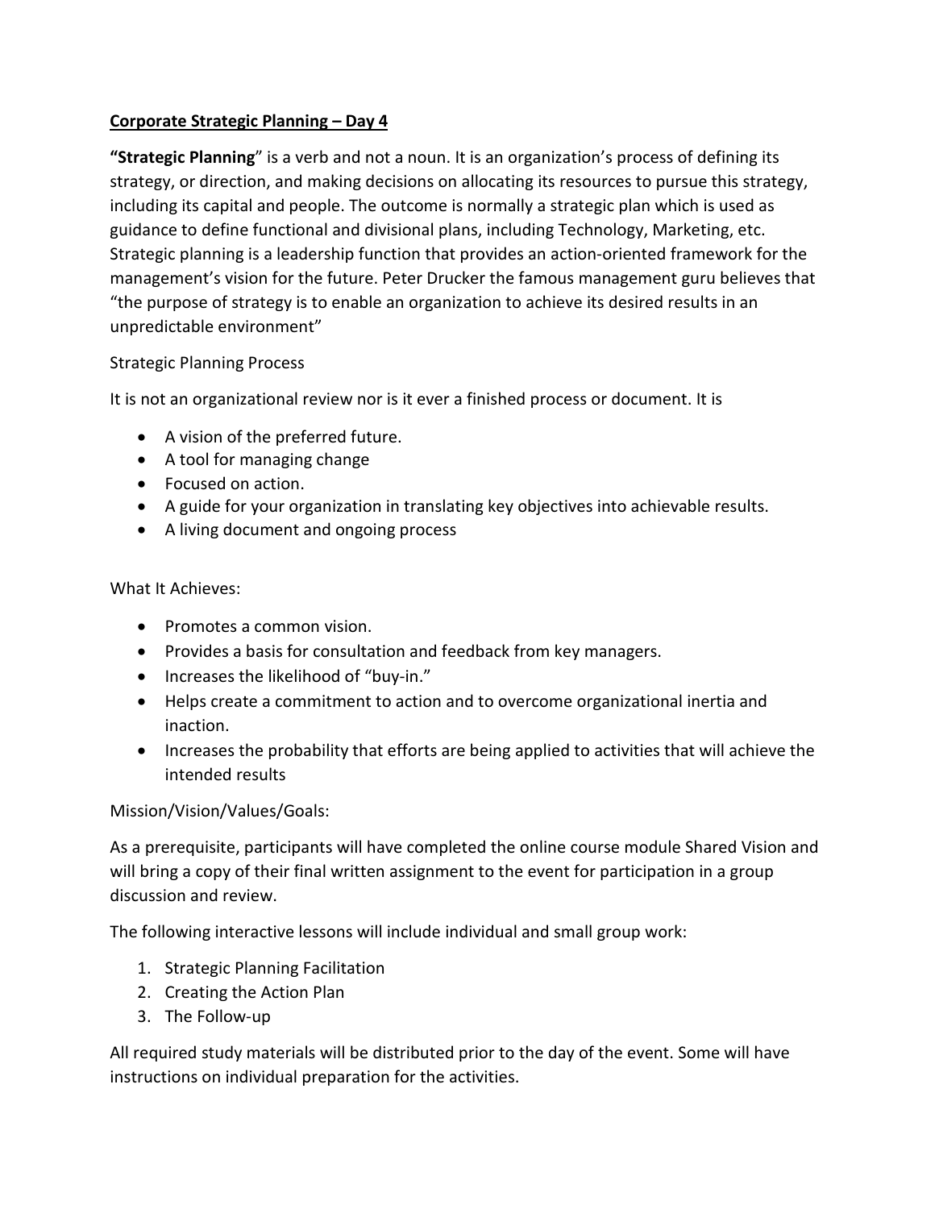**<u>Corporate Strategic Planning – Day 4</u>**

**"Strategic Planning**" is a verb and not a noun. It is an organization's process of defining its strategy, or direction, and making decisions on allocating its resources to pursue this strategy, including its capital and people. The outcome is normally a strategic plan which is used as guidance to define functional and divisional plans, including Technology, Marketing, etc. Strategic planning is a leadership function that provides an action-oriented framework for the management's vision for the future. Peter Drucker the famous management guru believes that "the purpose of strategy is to enable an organization to achieve its desired results in an unpredictable environment"

Strategic Planning Process

It is not an organizational review nor is it ever a finished process or document. It is

- A vision of the preferred future.
- A tool for managing change
- Focused on action.
- A guide for your organization in translating key objectives into achievable results.
- A living document and ongoing process

What It Achieves:

- Promotes a common vision.
- Provides a basis for consultation and feedback from key managers.
- Increases the likelihood of "buy-in."
- Helps create a commitment to action and to overcome organizational inertia and inaction.
- Increases the probability that efforts are being applied to activities that will achieve the intended results

Mission/Vision/Values/Goals:

As a prerequisite, participants will have completed the online course module Shared Vision and will bring a copy of their final written assignment to the event for participation in a group discussion and review.

The following interactive lessons will include individual and small group work:

1. Strategic Planning Facilitation
2. Creating the Action Plan
3. The Follow-up

All required study materials will be distributed prior to the day of the event. Some will have instructions on individual preparation for the activities.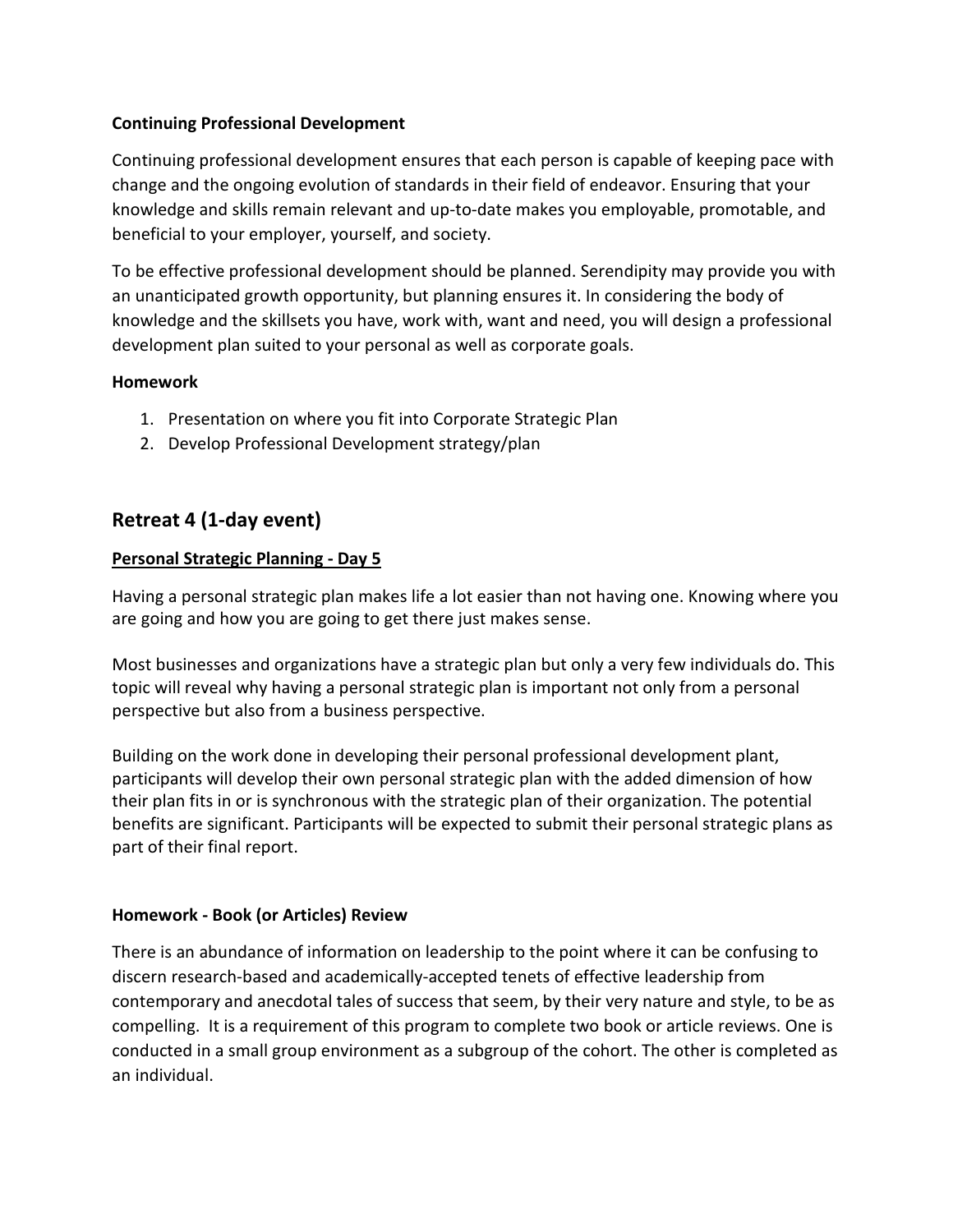**Continuing Professional Development**

Continuing professional development ensures that each person is capable of keeping pace with change and the ongoing evolution of standards in their field of endeavor. Ensuring that your knowledge and skills remain relevant and up-to-date makes you employable, promotable, and beneficial to your employer, yourself, and society.

To be effective professional development should be planned. Serendipity may provide you with an unanticipated growth opportunity, but planning ensures it. In considering the body of knowledge and the skillsets you have, work with, want and need, you will design a professional development plan suited to your personal as well as corporate goals.

**Homework**

1. Presentation on where you fit into Corporate Strategic Plan
2. Develop Professional Development strategy/plan

## Retreat 4 (1-day event)

**<u>Personal Strategic Planning - Day 5</u>**

Having a personal strategic plan makes life a lot easier than not having one. Knowing where you are going and how you are going to get there just makes sense.

Most businesses and organizations have a strategic plan but only a very few individuals do. This topic will reveal why having a personal strategic plan is important not only from a personal perspective but also from a business perspective.

Building on the work done in developing their personal professional development plant, participants will develop their own personal strategic plan with the added dimension of how their plan fits in or is synchronous with the strategic plan of their organization. The potential benefits are significant. Participants will be expected to submit their personal strategic plans as part of their final report.

**Homework - Book (or Articles) Review**

There is an abundance of information on leadership to the point where it can be confusing to discern research-based and academically-accepted tenets of effective leadership from contemporary and anecdotal tales of success that seem, by their very nature and style, to be as compelling. It is a requirement of this program to complete two book or article reviews. One is conducted in a small group environment as a subgroup of the cohort. The other is completed as an individual.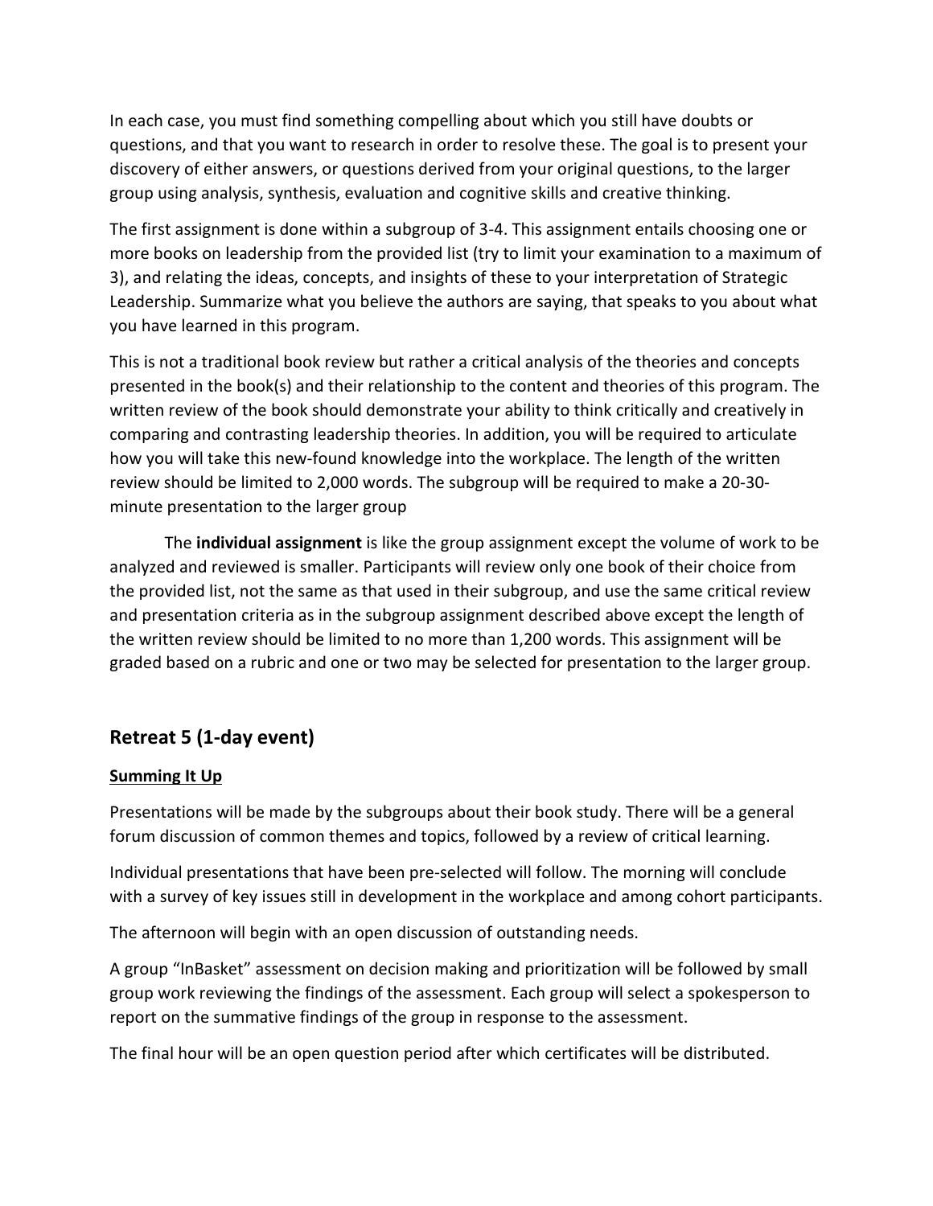In each case, you must find something compelling about which you still have doubts or questions, and that you want to research in order to resolve these. The goal is to present your discovery of either answers, or questions derived from your original questions, to the larger group using analysis, synthesis, evaluation and cognitive skills and creative thinking.

The first assignment is done within a subgroup of 3-4. This assignment entails choosing one or more books on leadership from the provided list (try to limit your examination to a maximum of 3), and relating the ideas, concepts, and insights of these to your interpretation of Strategic Leadership. Summarize what you believe the authors are saying, that speaks to you about what you have learned in this program.

This is not a traditional book review but rather a critical analysis of the theories and concepts presented in the book(s) and their relationship to the content and theories of this program. The written review of the book should demonstrate your ability to think critically and creatively in comparing and contrasting leadership theories. In addition, you will be required to articulate how you will take this new-found knowledge into the workplace. The length of the written review should be limited to 2,000 words. The subgroup will be required to make a 20-30-minute presentation to the larger group

The **individual assignment** is like the group assignment except the volume of work to be analyzed and reviewed is smaller. Participants will review only one book of their choice from the provided list, not the same as that used in their subgroup, and use the same critical review and presentation criteria as in the subgroup assignment described above except the length of the written review should be limited to no more than 1,200 words. This assignment will be graded based on a rubric and one or two may be selected for presentation to the larger group.

## Retreat 5 (1-day event)

**<u>Summing It Up</u>**

Presentations will be made by the subgroups about their book study. There will be a general forum discussion of common themes and topics, followed by a review of critical learning.

Individual presentations that have been pre-selected will follow. The morning will conclude with a survey of key issues still in development in the workplace and among cohort participants.

The afternoon will begin with an open discussion of outstanding needs.

A group "InBasket" assessment on decision making and prioritization will be followed by small group work reviewing the findings of the assessment. Each group will select a spokesperson to report on the summative findings of the group in response to the assessment.

The final hour will be an open question period after which certificates will be distributed.